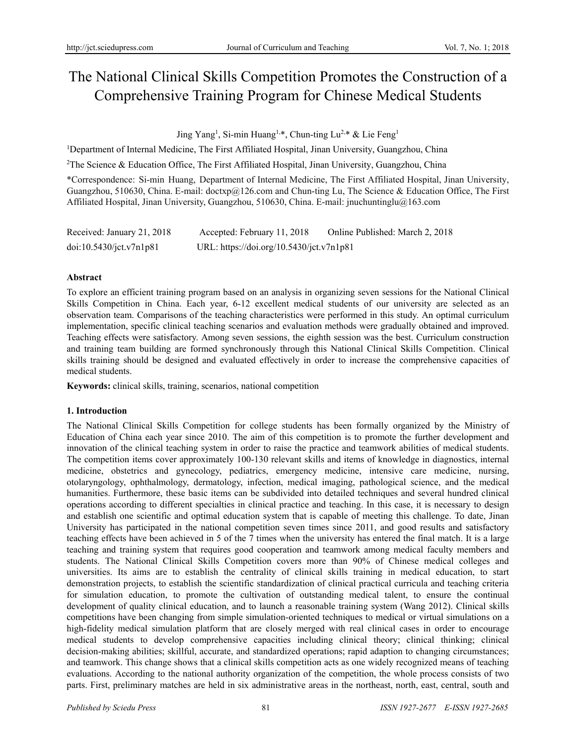# The National Clinical Skills Competition Promotes the Construction of a Comprehensive Training Program for Chinese Medical Students

Jing Yang[1], Si-min Huang[1,*], Chun-ting Lu[2,*] & Lie Feng[1]

[1]Department of Internal Medicine, The First Affiliated Hospital, Jinan University, Guangzhou, China

[2]The Science & Education Office, The First Affiliated Hospital, Jinan University, Guangzhou, China

*Correspondence: Si-min Huang, Department of Internal Medicine, The First Affiliated Hospital, Jinan University, Guangzhou, 510630, China. E-mail: doctxp@126.com and Chun-ting Lu, The Science & Education Office, The First Affiliated Hospital, Jinan University, Guangzhou, 510630, China. E-mail: jnuchuntinglu@163.com

Received: January 21, 2018 Accepted: February 11, 2018 Online Published: March 2, 2018

doi:10.5430/jct.v7n1p81 URL: https://doi.org/10.5430/jct.v7n1p81

## Abstract

To explore an efficient training program based on an analysis in organizing seven sessions for the National Clinical Skills Competition in China. Each year, 6-12 excellent medical students of our university are selected as an observation team. Comparisons of the teaching characteristics were performed in this study. An optimal curriculum implementation, specific clinical teaching scenarios and evaluation methods were gradually obtained and improved. Teaching effects were satisfactory. Among seven sessions, the eighth session was the best. Curriculum construction and training team building are formed synchronously through this National Clinical Skills Competition. Clinical skills training should be designed and evaluated effectively in order to increase the comprehensive capacities of medical students.

**Keywords:** clinical skills, training, scenarios, national competition

## 1. Introduction

The National Clinical Skills Competition for college students has been formally organized by the Ministry of Education of China each year since 2010. The aim of this competition is to promote the further development and innovation of the clinical teaching system in order to raise the practice and teamwork abilities of medical students. The competition items cover approximately 100-130 relevant skills and items of knowledge in diagnostics, internal medicine, obstetrics and gynecology, pediatrics, emergency medicine, intensive care medicine, nursing, otolaryngology, ophthalmology, dermatology, infection, medical imaging, pathological science, and the medical humanities. Furthermore, these basic items can be subdivided into detailed techniques and several hundred clinical operations according to different specialties in clinical practice and teaching. In this case, it is necessary to design and establish one scientific and optimal education system that is capable of meeting this challenge. To date, Jinan University has participated in the national competition seven times since 2011, and good results and satisfactory teaching effects have been achieved in 5 of the 7 times when the university has entered the final match. It is a large teaching and training system that requires good cooperation and teamwork among medical faculty members and students. The National Clinical Skills Competition covers more than 90% of Chinese medical colleges and universities. Its aims are to establish the centrality of clinical skills training in medical education, to start demonstration projects, to establish the scientific standardization of clinical practical curricula and teaching criteria for simulation education, to promote the cultivation of outstanding medical talent, to ensure the continual development of quality clinical education, and to launch a reasonable training system (Wang 2012). Clinical skills competitions have been changing from simple simulation-oriented techniques to medical or virtual simulations on a high-fidelity medical simulation platform that are closely merged with real clinical cases in order to encourage medical students to develop comprehensive capacities including clinical theory; clinical thinking; clinical decision-making abilities; skillful, accurate, and standardized operations; rapid adaption to changing circumstances; and teamwork. This change shows that a clinical skills competition acts as one widely recognized means of teaching evaluations. According to the national authority organization of the competition, the whole process consists of two parts. First, preliminary matches are held in six administrative areas in the northeast, north, east, central, south and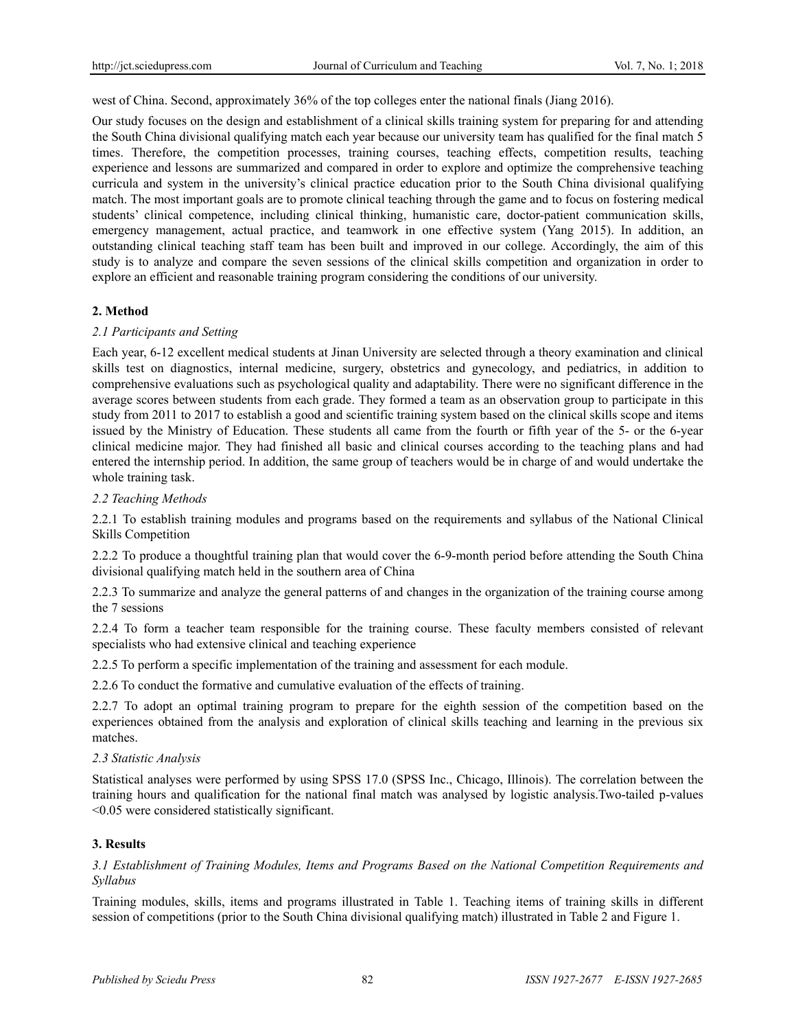west of China. Second, approximately 36% of the top colleges enter the national finals (Jiang 2016).

Our study focuses on the design and establishment of a clinical skills training system for preparing for and attending the South China divisional qualifying match each year because our university team has qualified for the final match 5 times. Therefore, the competition processes, training courses, teaching effects, competition results, teaching experience and lessons are summarized and compared in order to explore and optimize the comprehensive teaching curricula and system in the university's clinical practice education prior to the South China divisional qualifying match. The most important goals are to promote clinical teaching through the game and to focus on fostering medical students' clinical competence, including clinical thinking, humanistic care, doctor-patient communication skills, emergency management, actual practice, and teamwork in one effective system (Yang 2015). In addition, an outstanding clinical teaching staff team has been built and improved in our college. Accordingly, the aim of this study is to analyze and compare the seven sessions of the clinical skills competition and organization in order to explore an efficient and reasonable training program considering the conditions of our university.

## 2. Method

### *2.1 Participants and Setting*

Each year, 6-12 excellent medical students at Jinan University are selected through a theory examination and clinical skills test on diagnostics, internal medicine, surgery, obstetrics and gynecology, and pediatrics, in addition to comprehensive evaluations such as psychological quality and adaptability. There were no significant difference in the average scores between students from each grade. They formed a team as an observation group to participate in this study from 2011 to 2017 to establish a good and scientific training system based on the clinical skills scope and items issued by the Ministry of Education. These students all came from the fourth or fifth year of the 5- or the 6-year clinical medicine major. They had finished all basic and clinical courses according to the teaching plans and had entered the internship period. In addition, the same group of teachers would be in charge of and would undertake the whole training task.

### *2.2 Teaching Methods*

2.2.1 To establish training modules and programs based on the requirements and syllabus of the National Clinical Skills Competition

2.2.2 To produce a thoughtful training plan that would cover the 6-9-month period before attending the South China divisional qualifying match held in the southern area of China

2.2.3 To summarize and analyze the general patterns of and changes in the organization of the training course among the 7 sessions

2.2.4 To form a teacher team responsible for the training course. These faculty members consisted of relevant specialists who had extensive clinical and teaching experience

2.2.5 To perform a specific implementation of the training and assessment for each module.

2.2.6 To conduct the formative and cumulative evaluation of the effects of training.

2.2.7 To adopt an optimal training program to prepare for the eighth session of the competition based on the experiences obtained from the analysis and exploration of clinical skills teaching and learning in the previous six matches.

### *2.3 Statistic Analysis*

Statistical analyses were performed by using SPSS 17.0 (SPSS Inc., Chicago, Illinois). The correlation between the training hours and qualification for the national final match was analysed by logistic analysis.Two-tailed p-values <0.05 were considered statistically significant.

## 3. Results

### *3.1 Establishment of Training Modules, Items and Programs Based on the National Competition Requirements and Syllabus*

Training modules, skills, items and programs illustrated in Table 1. Teaching items of training skills in different session of competitions (prior to the South China divisional qualifying match) illustrated in Table 2 and Figure 1.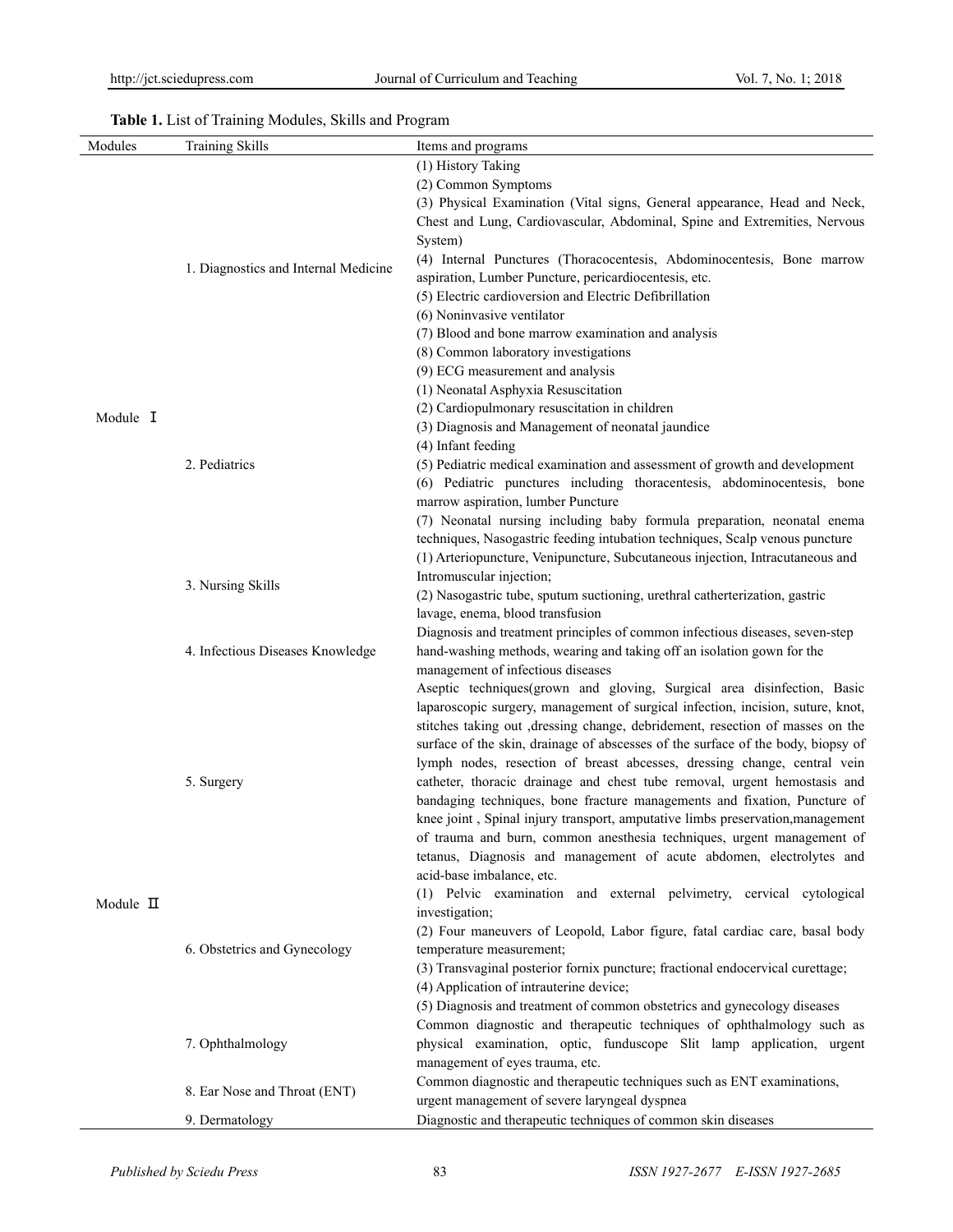**Table 1.** List of Training Modules, Skills and Program

| Modules | Training Skills | Items and programs |
|---|---|---|
| Module Ⅰ | 1. Diagnostics and Internal Medicine | (1) History Taking<br>(2) Common Symptoms<br>(3) Physical Examination (Vital signs, General appearance, Head and Neck, Chest and Lung, Cardiovascular, Abdominal, Spine and Extremities, Nervous System)<br>(4) Internal Punctures (Thoracocentesis, Abdominocentesis, Bone marrow aspiration, Lumber Puncture, pericardiocentesis, etc.<br>(5) Electric cardioversion and Electric Defibrillation<br>(6) Noninvasive ventilator<br>(7) Blood and bone marrow examination and analysis<br>(8) Common laboratory investigations<br>(9) ECG measurement and analysis |
| | 2. Pediatrics | (1) Neonatal Asphyxia Resuscitation<br>(2) Cardiopulmonary resuscitation in children<br>(3) Diagnosis and Management of neonatal jaundice<br>(4) Infant feeding<br>(5) Pediatric medical examination and assessment of growth and development<br>(6) Pediatric punctures including thoracentesis, abdominocentesis, bone marrow aspiration, lumber Puncture<br>(7) Neonatal nursing including baby formula preparation, neonatal enema techniques, Nasogastric feeding intubation techniques, Scalp venous puncture |
| | 3. Nursing Skills | (1) Arteriopuncture, Venipuncture, Subcutaneous injection, Intracutaneous and Intromuscular injection;<br>(2) Nasogastric tube, sputum suctioning, urethral catherterization, gastric lavage, enema, blood transfusion |
| | 4. Infectious Diseases Knowledge | Diagnosis and treatment principles of common infectious diseases, seven-step hand-washing methods, wearing and taking off an isolation gown for the management of infectious diseases |
| Module Ⅱ | 5. Surgery | Aseptic techniques(grown and gloving, Surgical area disinfection, Basic laparoscopic surgery, management of surgical infection, incision, suture, knot, stitches taking out ,dressing change, debridement, resection of masses on the surface of the skin, drainage of abscesses of the surface of the body, biopsy of lymph nodes, resection of breast abcesses, dressing change, central vein catheter, thoracic drainage and chest tube removal, urgent hemostasis and bandaging techniques, bone fracture managements and fixation, Puncture of knee joint , Spinal injury transport, amputative limbs preservation,management of trauma and burn, common anesthesia techniques, urgent management of tetanus, Diagnosis and management of acute abdomen, electrolytes and acid-base imbalance, etc. |
| | 6. Obstetrics and Gynecology | (1) Pelvic examination and external pelvimetry, cervical cytological investigation;<br>(2) Four maneuvers of Leopold, Labor figure, fatal cardiac care, basal body temperature measurement;<br>(3) Transvaginal posterior fornix puncture; fractional endocervical curettage;<br>(4) Application of intrauterine device;<br>(5) Diagnosis and treatment of common obstetrics and gynecology diseases |
| | 7. Ophthalmology | Common diagnostic and therapeutic techniques of ophthalmology such as physical examination, optic, funduscope Slit lamp application, urgent management of eyes trauma, etc. |
| | 8. Ear Nose and Throat (ENT) | Common diagnostic and therapeutic techniques such as ENT examinations, urgent management of severe laryngeal dyspnea |
| | 9. Dermatology | Diagnostic and therapeutic techniques of common skin diseases |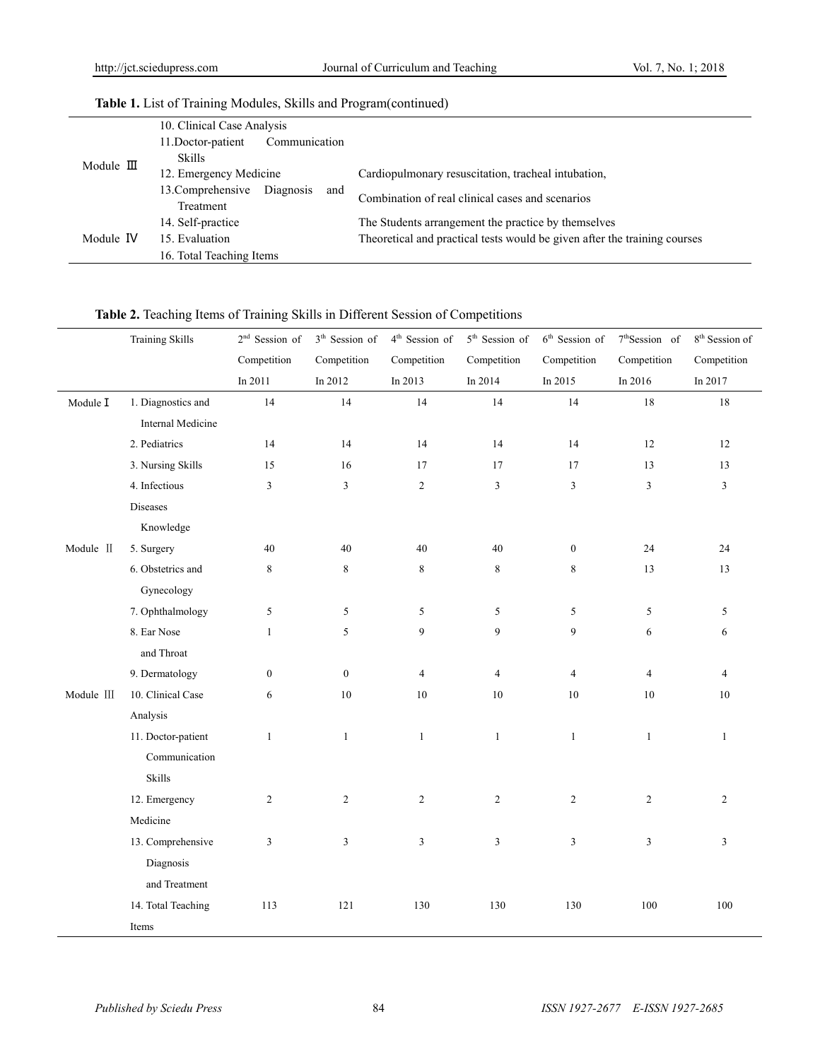**Table 1.** List of Training Modules, Skills and Program(continued)

| | | |
|---|---|---|
| Module Ⅲ | 10. Clinical Case Analysis | |
| | 11.Doctor-patient Communication Skills | |
| | 12. Emergency Medicine | Cardiopulmonary resuscitation, tracheal intubation, |
| | 13.Comprehensive Diagnosis and Treatment | Combination of real clinical cases and scenarios |
| Module Ⅳ | 14. Self-practice | The Students arrangement the practice by themselves |
| | 15. Evaluation | Theoretical and practical tests would be given after the training courses |
| | 16. Total Teaching Items | |

**Table 2.** Teaching Items of Training Skills in Different Session of Competitions

| | Training Skills | 2nd Session of Competition In 2011 | 3th Session of Competition In 2012 | 4th Session of Competition In 2013 | 5th Session of Competition In 2014 | 6th Session of Competition In 2015 | 7thSession of Competition In 2016 | 8th Session of Competition In 2017 |
|---|---|---|---|---|---|---|---|---|
| Module Ⅰ | 1. Diagnostics and Internal Medicine | 14 | 14 | 14 | 14 | 14 | 18 | 18 |
| | 2. Pediatrics | 14 | 14 | 14 | 14 | 14 | 12 | 12 |
| | 3. Nursing Skills | 15 | 16 | 17 | 17 | 17 | 13 | 13 |
| | 4. Infectious Diseases Knowledge | 3 | 3 | 2 | 3 | 3 | 3 | 3 |
| Module Ⅱ | 5. Surgery | 40 | 40 | 40 | 40 | 0 | 24 | 24 |
| | 6. Obstetrics and Gynecology | 8 | 8 | 8 | 8 | 8 | 13 | 13 |
| | 7. Ophthalmology | 5 | 5 | 5 | 5 | 5 | 5 | 5 |
| | 8. Ear Nose and Throat | 1 | 5 | 9 | 9 | 9 | 6 | 6 |
| | 9. Dermatology | 0 | 0 | 4 | 4 | 4 | 4 | 4 |
| Module Ⅲ | 10. Clinical Case Analysis | 6 | 10 | 10 | 10 | 10 | 10 | 10 |
| | 11. Doctor-patient Communication Skills | 1 | 1 | 1 | 1 | 1 | 1 | 1 |
| | 12. Emergency Medicine | 2 | 2 | 2 | 2 | 2 | 2 | 2 |
| | 13. Comprehensive Diagnosis and Treatment | 3 | 3 | 3 | 3 | 3 | 3 | 3 |
| | 14. Total Teaching Items | 113 | 121 | 130 | 130 | 130 | 100 | 100 |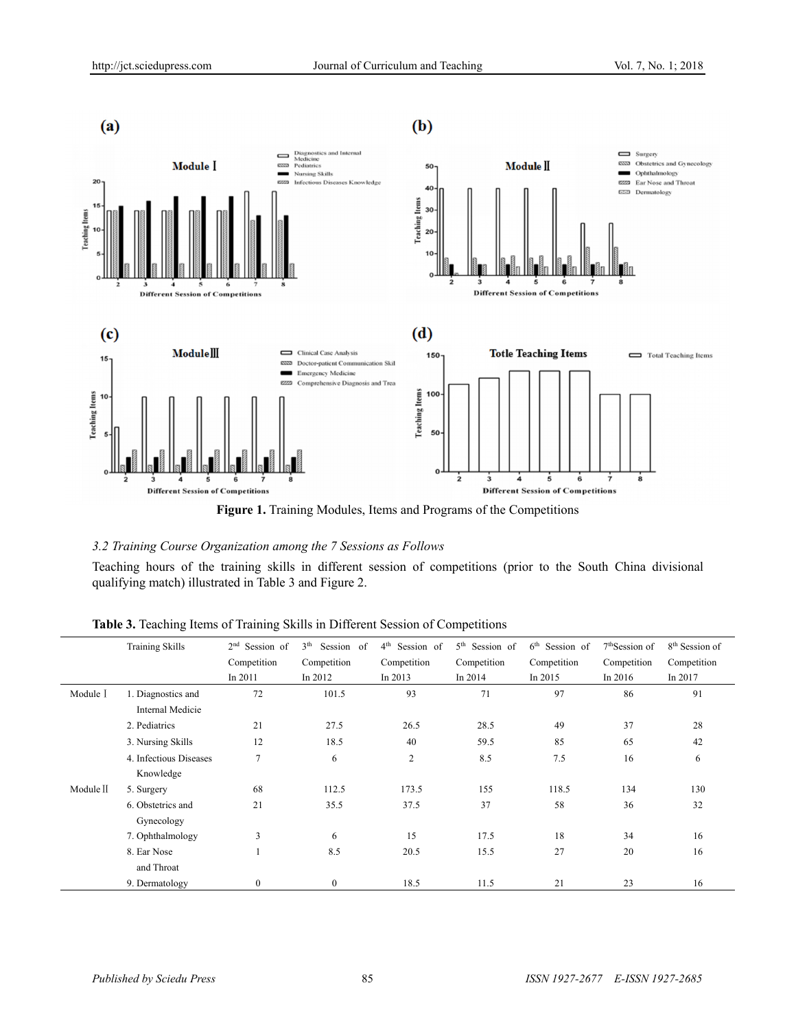**Figure 1.** Training Modules, Items and Programs of the Competitions

*3.2 Training Course Organization among the 7 Sessions as Follows*

Teaching hours of the training skills in different session of competitions (prior to the South China divisional qualifying match) illustrated in Table 3 and Figure 2.

**Table 3.** Teaching Items of Training Skills in Different Session of Competitions

| | Training Skills | 2nd Session of Competition In 2011 | 3th Session of Competition In 2012 | 4th Session of Competition In 2013 | 5th Session of Competition In 2014 | 6th Session of Competition In 2015 | 7thSession of Competition In 2016 | 8th Session of Competition In 2017 |
|---|---|---|---|---|---|---|---|---|
| Module Ⅰ | 1. Diagnostics and Internal Medicie | 72 | 101.5 | 93 | 71 | 97 | 86 | 91 |
| | 2. Pediatrics | 21 | 27.5 | 26.5 | 28.5 | 49 | 37 | 28 |
| | 3. Nursing Skills | 12 | 18.5 | 40 | 59.5 | 85 | 65 | 42 |
| | 4. Infectious Diseases Knowledge | 7 | 6 | 2 | 8.5 | 7.5 | 16 | 6 |
| Module Ⅱ | 5. Surgery | 68 | 112.5 | 173.5 | 155 | 118.5 | 134 | 130 |
| | 6. Obstetrics and Gynecology | 21 | 35.5 | 37.5 | 37 | 58 | 36 | 32 |
| | 7. Ophthalmology | 3 | 6 | 15 | 17.5 | 18 | 34 | 16 |
| | 8. Ear Nose and Throat | 1 | 8.5 | 20.5 | 15.5 | 27 | 20 | 16 |
| | 9. Dermatology | 0 | 0 | 18.5 | 11.5 | 21 | 23 | 16 |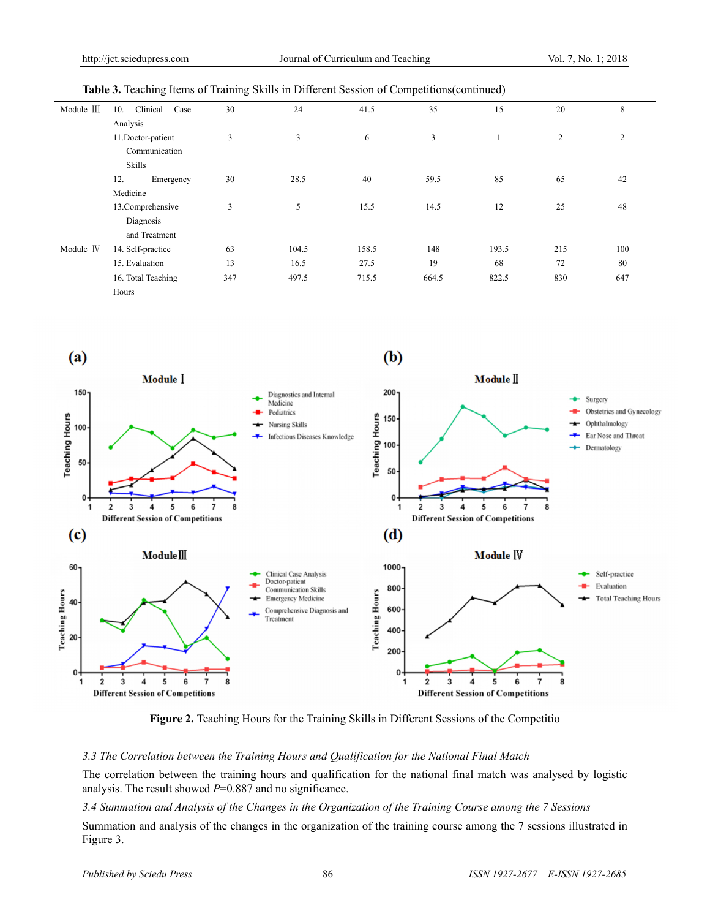**Table 3.** Teaching Items of Training Skills in Different Session of Competitions(continued)

| | | | | | | | | |
|---|---|---|---|---|---|---|---|---|
| Module Ⅲ | 10. Clinical Case Analysis | 30 | 24 | 41.5 | 35 | 15 | 20 | 8 |
| | 11.Doctor-patient Communication Skills | 3 | 3 | 6 | 3 | 1 | 2 | 2 |
| | 12. Emergency Medicine | 30 | 28.5 | 40 | 59.5 | 85 | 65 | 42 |
| | 13.Comprehensive Diagnosis and Treatment | 3 | 5 | 15.5 | 14.5 | 12 | 25 | 48 |
| Module Ⅳ | 14. Self-practice | 63 | 104.5 | 158.5 | 148 | 193.5 | 215 | 100 |
| | 15. Evaluation | 13 | 16.5 | 27.5 | 19 | 68 | 72 | 80 |
| | 16. Total Teaching Hours | 347 | 497.5 | 715.5 | 664.5 | 822.5 | 830 | 647 |

**Figure 2.** Teaching Hours for the Training Skills in Different Sessions of the Competitio

*3.3 The Correlation between the Training Hours and Qualification for the National Final Match*

The correlation between the training hours and qualification for the national final match was analysed by logistic analysis. The result showed $P$=0.887 and no significance.

*3.4 Summation and Analysis of the Changes in the Organization of the Training Course among the 7 Sessions*

Summation and analysis of the changes in the organization of the training course among the 7 sessions illustrated in Figure 3.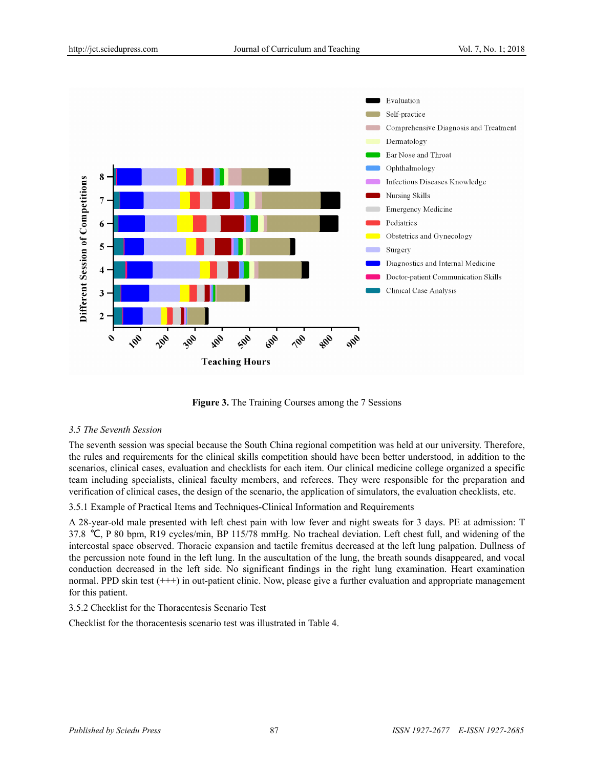**Figure 3.** The Training Courses among the 7 Sessions

*3.5 The Seventh Session*

The seventh session was special because the South China regional competition was held at our university. Therefore, the rules and requirements for the clinical skills competition should have been better understood, in addition to the scenarios, clinical cases, evaluation and checklists for each item. Our clinical medicine college organized a specific team including specialists, clinical faculty members, and referees. They were responsible for the preparation and verification of clinical cases, the design of the scenario, the application of simulators, the evaluation checklists, etc.

3.5.1 Example of Practical Items and Techniques-Clinical Information and Requirements

A 28-year-old male presented with left chest pain with low fever and night sweats for 3 days. PE at admission: T 37.8 ℃, P 80 bpm, R19 cycles/min, BP 115/78 mmHg. No tracheal deviation. Left chest full, and widening of the intercostal space observed. Thoracic expansion and tactile fremitus decreased at the left lung palpation. Dullness of the percussion note found in the left lung. In the auscultation of the lung, the breath sounds disappeared, and vocal conduction decreased in the left side. No significant findings in the right lung examination. Heart examination normal. PPD skin test (+++) in out-patient clinic. Now, please give a further evaluation and appropriate management for this patient.

3.5.2 Checklist for the Thoracentesis Scenario Test

Checklist for the thoracentesis scenario test was illustrated in Table 4.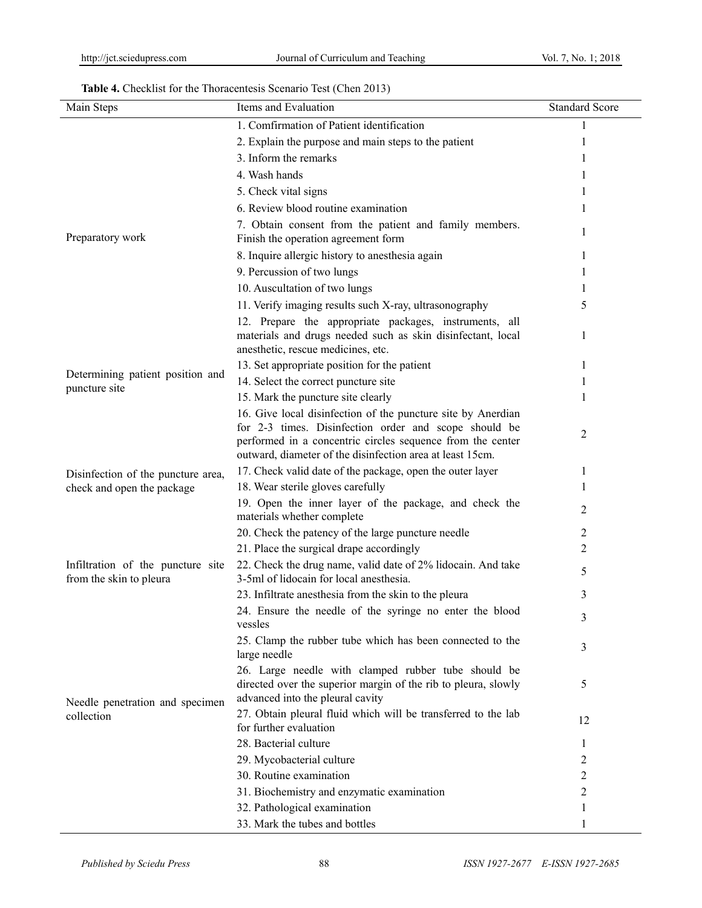**Table 4.** Checklist for the Thoracentesis Scenario Test (Chen 2013)

| Main Steps | Items and Evaluation | Standard Score |
|---|---|---|
| Preparatory work | 1. Comfirmation of Patient identification | 1 |
| | 2. Explain the purpose and main steps to the patient | 1 |
| | 3. Inform the remarks | 1 |
| | 4. Wash hands | 1 |
| | 5. Check vital signs | 1 |
| | 6. Review blood routine examination | 1 |
| | 7. Obtain consent from the patient and family members. Finish the operation agreement form | 1 |
| | 8. Inquire allergic history to anesthesia again | 1 |
| | 9. Percussion of two lungs | 1 |
| | 10. Auscultation of two lungs | 1 |
| | 11. Verify imaging results such X-ray, ultrasonography | 5 |
| | 12. Prepare the appropriate packages, instruments, all materials and drugs needed such as skin disinfectant, local anesthetic, rescue medicines, etc. | 1 |
| Determining patient position and puncture site | 13. Set appropriate position for the patient | 1 |
| | 14. Select the correct puncture site | 1 |
| | 15. Mark the puncture site clearly | 1 |
| Disinfection of the puncture area, check and open the package | 16. Give local disinfection of the puncture site by Anerdian for 2-3 times. Disinfection order and scope should be performed in a concentric circles sequence from the center outward, diameter of the disinfection area at least 15cm. | 2 |
| | 17. Check valid date of the package, open the outer layer | 1 |
| | 18. Wear sterile gloves carefully | 1 |
| | 19. Open the inner layer of the package, and check the materials whether complete | 2 |
| | 20. Check the patency of the large puncture needle | 2 |
| Infiltration of the puncture site from the skin to pleura | 21. Place the surgical drape accordingly | 2 |
| | 22. Check the drug name, valid date of 2% lidocain. And take 3-5ml of lidocain for local anesthesia. | 5 |
| | 23. Infiltrate anesthesia from the skin to the pleura | 3 |
| | 24. Ensure the needle of the syringe no enter the blood vessles | 3 |
| Needle penetration and specimen collection | 25. Clamp the rubber tube which has been connected to the large needle | 3 |
| | 26. Large needle with clamped rubber tube should be directed over the superior margin of the rib to pleura, slowly advanced into the pleural cavity | 5 |
| | 27. Obtain pleural fluid which will be transferred to the lab for further evaluation | 12 |
| | 28. Bacterial culture | 1 |
| | 29. Mycobacterial culture | 2 |
| | 30. Routine examination | 2 |
| | 31. Biochemistry and enzymatic examination | 2 |
| | 32. Pathological examination | 1 |
| | 33. Mark the tubes and bottles | 1 |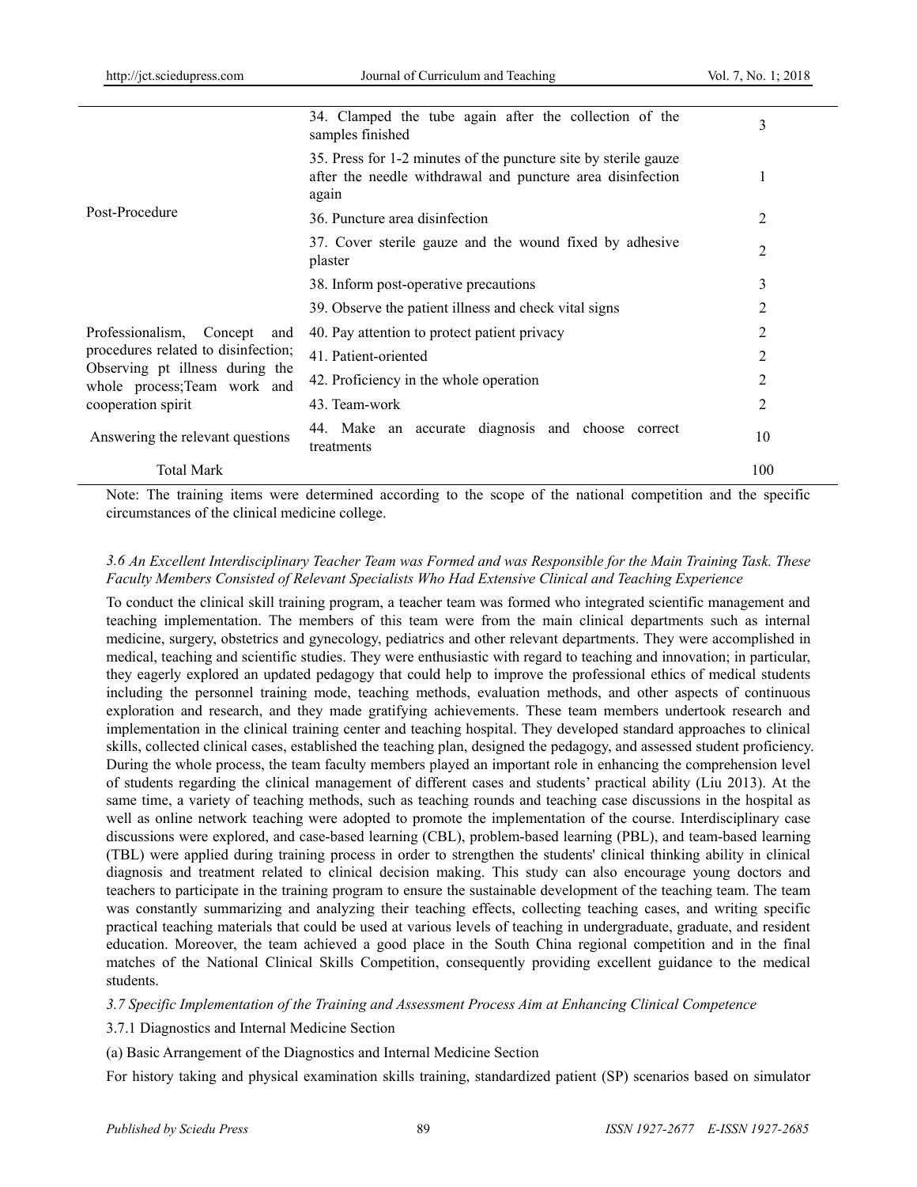| | | |
|---|---|---|
| Post-Procedure | 34. Clamped the tube again after the collection of the samples finished | 3 |
| | 35. Press for 1-2 minutes of the puncture site by sterile gauze after the needle withdrawal and puncture area disinfection again | 1 |
| | 36. Puncture area disinfection | 2 |
| | 37. Cover sterile gauze and the wound fixed by adhesive plaster | 2 |
| | 38. Inform post-operative precautions | 3 |
| | 39. Observe the patient illness and check vital signs | 2 |
| Professionalism, Concept and procedures related to disinfection; Observing pt illness during the whole process;Team work and cooperation spirit | 40. Pay attention to protect patient privacy | 2 |
| | 41. Patient-oriented | 2 |
| | 42. Proficiency in the whole operation | 2 |
| | 43. Team-work | 2 |
| Answering the relevant questions | 44. Make an accurate diagnosis and choose correct treatments | 10 |
| Total Mark | | 100 |

Note: The training items were determined according to the scope of the national competition and the specific circumstances of the clinical medicine college.

### *3.6 An Excellent Interdisciplinary Teacher Team was Formed and was Responsible for the Main Training Task. These Faculty Members Consisted of Relevant Specialists Who Had Extensive Clinical and Teaching Experience*

To conduct the clinical skill training program, a teacher team was formed who integrated scientific management and teaching implementation. The members of this team were from the main clinical departments such as internal medicine, surgery, obstetrics and gynecology, pediatrics and other relevant departments. They were accomplished in medical, teaching and scientific studies. They were enthusiastic with regard to teaching and innovation; in particular, they eagerly explored an updated pedagogy that could help to improve the professional ethics of medical students including the personnel training mode, teaching methods, evaluation methods, and other aspects of continuous exploration and research, and they made gratifying achievements. These team members undertook research and implementation in the clinical training center and teaching hospital. They developed standard approaches to clinical skills, collected clinical cases, established the teaching plan, designed the pedagogy, and assessed student proficiency. During the whole process, the team faculty members played an important role in enhancing the comprehension level of students regarding the clinical management of different cases and students' practical ability (Liu 2013). At the same time, a variety of teaching methods, such as teaching rounds and teaching case discussions in the hospital as well as online network teaching were adopted to promote the implementation of the course. Interdisciplinary case discussions were explored, and case-based learning (CBL), problem-based learning (PBL), and team-based learning (TBL) were applied during training process in order to strengthen the students' clinical thinking ability in clinical diagnosis and treatment related to clinical decision making. This study can also encourage young doctors and teachers to participate in the training program to ensure the sustainable development of the teaching team. The team was constantly summarizing and analyzing their teaching effects, collecting teaching cases, and writing specific practical teaching materials that could be used at various levels of teaching in undergraduate, graduate, and resident education. Moreover, the team achieved a good place in the South China regional competition and in the final matches of the National Clinical Skills Competition, consequently providing excellent guidance to the medical students.

### *3.7 Specific Implementation of the Training and Assessment Process Aim at Enhancing Clinical Competence*

#### 3.7.1 Diagnostics and Internal Medicine Section

(a) Basic Arrangement of the Diagnostics and Internal Medicine Section

For history taking and physical examination skills training, standardized patient (SP) scenarios based on simulator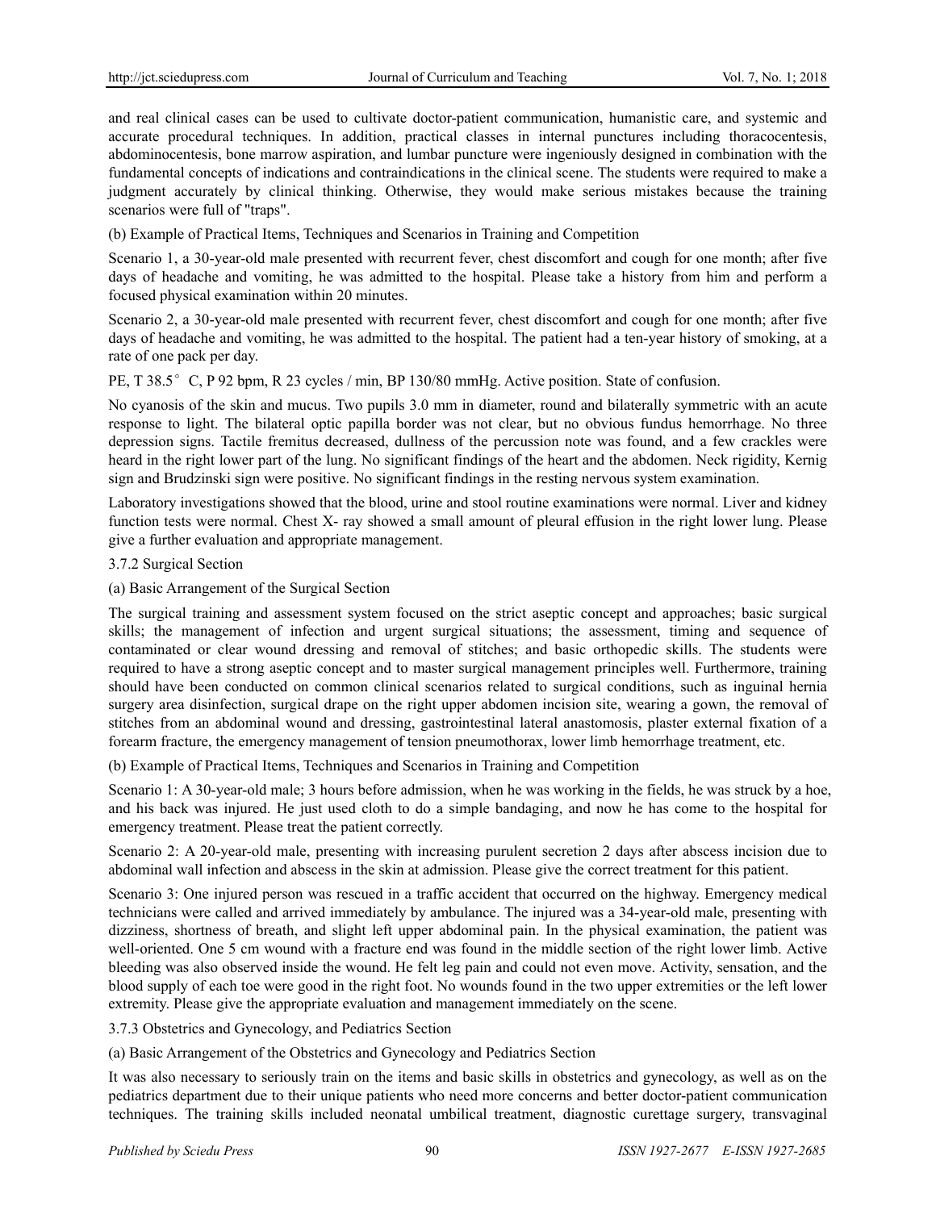and real clinical cases can be used to cultivate doctor-patient communication, humanistic care, and systemic and accurate procedural techniques. In addition, practical classes in internal punctures including thoracocentesis, abdominocentesis, bone marrow aspiration, and lumbar puncture were ingeniously designed in combination with the fundamental concepts of indications and contraindications in the clinical scene. The students were required to make a judgment accurately by clinical thinking. Otherwise, they would make serious mistakes because the training scenarios were full of "traps".

(b) Example of Practical Items, Techniques and Scenarios in Training and Competition

Scenario 1, a 30-year-old male presented with recurrent fever, chest discomfort and cough for one month; after five days of headache and vomiting, he was admitted to the hospital. Please take a history from him and perform a focused physical examination within 20 minutes.

Scenario 2, a 30-year-old male presented with recurrent fever, chest discomfort and cough for one month; after five days of headache and vomiting, he was admitted to the hospital. The patient had a ten-year history of smoking, at a rate of one pack per day.

PE, T 38.5°C, P 92 bpm, R 23 cycles / min, BP 130/80 mmHg. Active position. State of confusion.

No cyanosis of the skin and mucus. Two pupils 3.0 mm in diameter, round and bilaterally symmetric with an acute response to light. The bilateral optic papilla border was not clear, but no obvious fundus hemorrhage. No three depression signs. Tactile fremitus decreased, dullness of the percussion note was found, and a few crackles were heard in the right lower part of the lung. No significant findings of the heart and the abdomen. Neck rigidity, Kernig sign and Brudzinski sign were positive. No significant findings in the resting nervous system examination.

Laboratory investigations showed that the blood, urine and stool routine examinations were normal. Liver and kidney function tests were normal. Chest X- ray showed a small amount of pleural effusion in the right lower lung. Please give a further evaluation and appropriate management.

3.7.2 Surgical Section

(a) Basic Arrangement of the Surgical Section

The surgical training and assessment system focused on the strict aseptic concept and approaches; basic surgical skills; the management of infection and urgent surgical situations; the assessment, timing and sequence of contaminated or clear wound dressing and removal of stitches; and basic orthopedic skills. The students were required to have a strong aseptic concept and to master surgical management principles well. Furthermore, training should have been conducted on common clinical scenarios related to surgical conditions, such as inguinal hernia surgery area disinfection, surgical drape on the right upper abdomen incision site, wearing a gown, the removal of stitches from an abdominal wound and dressing, gastrointestinal lateral anastomosis, plaster external fixation of a forearm fracture, the emergency management of tension pneumothorax, lower limb hemorrhage treatment, etc.

(b) Example of Practical Items, Techniques and Scenarios in Training and Competition

Scenario 1: A 30-year-old male; 3 hours before admission, when he was working in the fields, he was struck by a hoe, and his back was injured. He just used cloth to do a simple bandaging, and now he has come to the hospital for emergency treatment. Please treat the patient correctly.

Scenario 2: A 20-year-old male, presenting with increasing purulent secretion 2 days after abscess incision due to abdominal wall infection and abscess in the skin at admission. Please give the correct treatment for this patient.

Scenario 3: One injured person was rescued in a traffic accident that occurred on the highway. Emergency medical technicians were called and arrived immediately by ambulance. The injured was a 34-year-old male, presenting with dizziness, shortness of breath, and slight left upper abdominal pain. In the physical examination, the patient was well-oriented. One 5 cm wound with a fracture end was found in the middle section of the right lower limb. Active bleeding was also observed inside the wound. He felt leg pain and could not even move. Activity, sensation, and the blood supply of each toe were good in the right foot. No wounds found in the two upper extremities or the left lower extremity. Please give the appropriate evaluation and management immediately on the scene.

3.7.3 Obstetrics and Gynecology, and Pediatrics Section

(a) Basic Arrangement of the Obstetrics and Gynecology and Pediatrics Section

It was also necessary to seriously train on the items and basic skills in obstetrics and gynecology, as well as on the pediatrics department due to their unique patients who need more concerns and better doctor-patient communication techniques. The training skills included neonatal umbilical treatment, diagnostic curettage surgery, transvaginal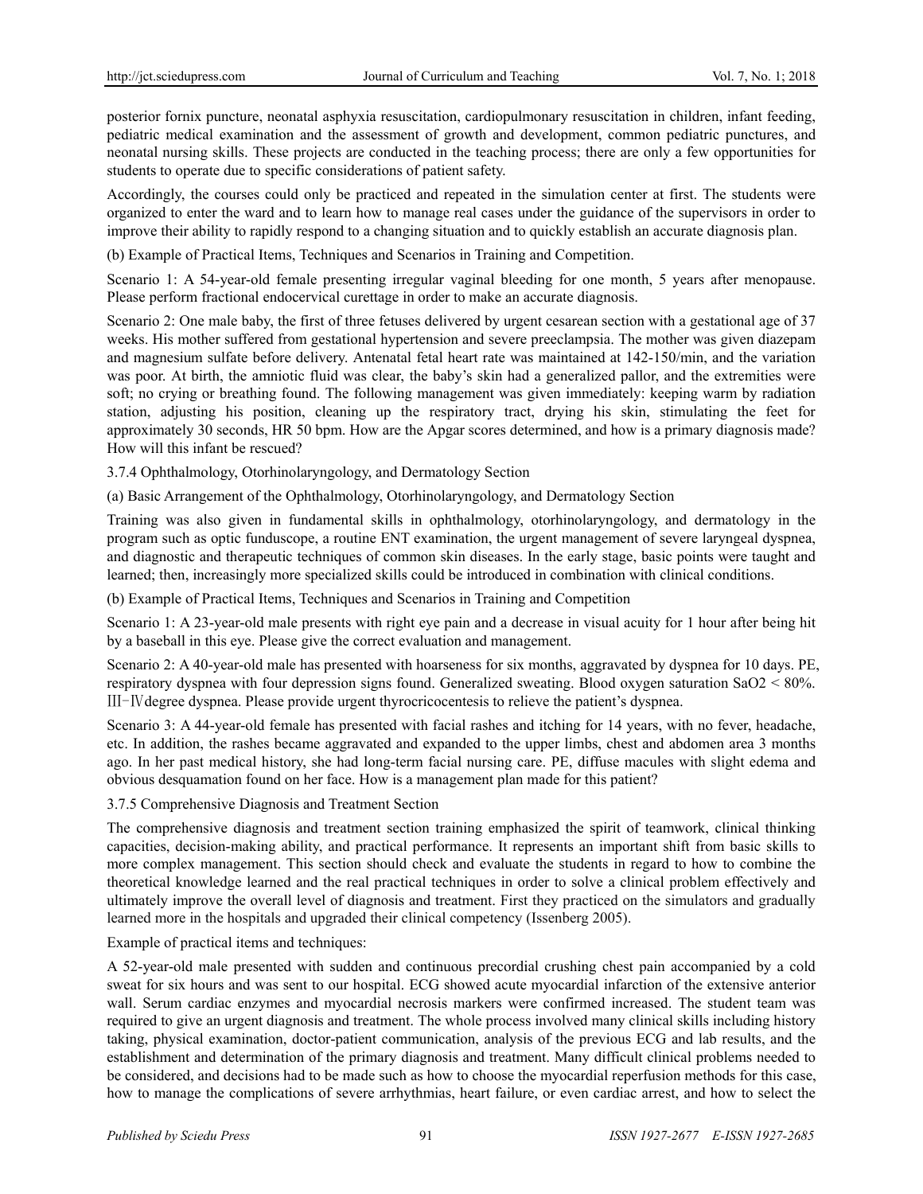posterior fornix puncture, neonatal asphyxia resuscitation, cardiopulmonary resuscitation in children, infant feeding, pediatric medical examination and the assessment of growth and development, common pediatric punctures, and neonatal nursing skills. These projects are conducted in the teaching process; there are only a few opportunities for students to operate due to specific considerations of patient safety.

Accordingly, the courses could only be practiced and repeated in the simulation center at first. The students were organized to enter the ward and to learn how to manage real cases under the guidance of the supervisors in order to improve their ability to rapidly respond to a changing situation and to quickly establish an accurate diagnosis plan.

(b) Example of Practical Items, Techniques and Scenarios in Training and Competition.

Scenario 1: A 54-year-old female presenting irregular vaginal bleeding for one month, 5 years after menopause. Please perform fractional endocervical curettage in order to make an accurate diagnosis.

Scenario 2: One male baby, the first of three fetuses delivered by urgent cesarean section with a gestational age of 37 weeks. His mother suffered from gestational hypertension and severe preeclampsia. The mother was given diazepam and magnesium sulfate before delivery. Antenatal fetal heart rate was maintained at 142-150/min, and the variation was poor. At birth, the amniotic fluid was clear, the baby's skin had a generalized pallor, and the extremities were soft; no crying or breathing found. The following management was given immediately: keeping warm by radiation station, adjusting his position, cleaning up the respiratory tract, drying his skin, stimulating the feet for approximately 30 seconds, HR 50 bpm. How are the Apgar scores determined, and how is a primary diagnosis made? How will this infant be rescued?

### 3.7.4 Ophthalmology, Otorhinolaryngology, and Dermatology Section

(a) Basic Arrangement of the Ophthalmology, Otorhinolaryngology, and Dermatology Section

Training was also given in fundamental skills in ophthalmology, otorhinolaryngology, and dermatology in the program such as optic funduscope, a routine ENT examination, the urgent management of severe laryngeal dyspnea, and diagnostic and therapeutic techniques of common skin diseases. In the early stage, basic points were taught and learned; then, increasingly more specialized skills could be introduced in combination with clinical conditions.

(b) Example of Practical Items, Techniques and Scenarios in Training and Competition

Scenario 1: A 23-year-old male presents with right eye pain and a decrease in visual acuity for 1 hour after being hit by a baseball in this eye. Please give the correct evaluation and management.

Scenario 2: A 40-year-old male has presented with hoarseness for six months, aggravated by dyspnea for 10 days. PE, respiratory dyspnea with four depression signs found. Generalized sweating. Blood oxygen saturation $SaO_2 < 80\%$. Ⅲ-Ⅳdegree dyspnea. Please provide urgent thyrocricocentesis to relieve the patient's dyspnea.

Scenario 3: A 44-year-old female has presented with facial rashes and itching for 14 years, with no fever, headache, etc. In addition, the rashes became aggravated and expanded to the upper limbs, chest and abdomen area 3 months ago. In her past medical history, she had long-term facial nursing care. PE, diffuse macules with slight edema and obvious desquamation found on her face. How is a management plan made for this patient?

### 3.7.5 Comprehensive Diagnosis and Treatment Section

The comprehensive diagnosis and treatment section training emphasized the spirit of teamwork, clinical thinking capacities, decision-making ability, and practical performance. It represents an important shift from basic skills to more complex management. This section should check and evaluate the students in regard to how to combine the theoretical knowledge learned and the real practical techniques in order to solve a clinical problem effectively and ultimately improve the overall level of diagnosis and treatment. First they practiced on the simulators and gradually learned more in the hospitals and upgraded their clinical competency (Issenberg 2005).

Example of practical items and techniques:

A 52-year-old male presented with sudden and continuous precordial crushing chest pain accompanied by a cold sweat for six hours and was sent to our hospital. ECG showed acute myocardial infarction of the extensive anterior wall. Serum cardiac enzymes and myocardial necrosis markers were confirmed increased. The student team was required to give an urgent diagnosis and treatment. The whole process involved many clinical skills including history taking, physical examination, doctor-patient communication, analysis of the previous ECG and lab results, and the establishment and determination of the primary diagnosis and treatment. Many difficult clinical problems needed to be considered, and decisions had to be made such as how to choose the myocardial reperfusion methods for this case, how to manage the complications of severe arrhythmias, heart failure, or even cardiac arrest, and how to select the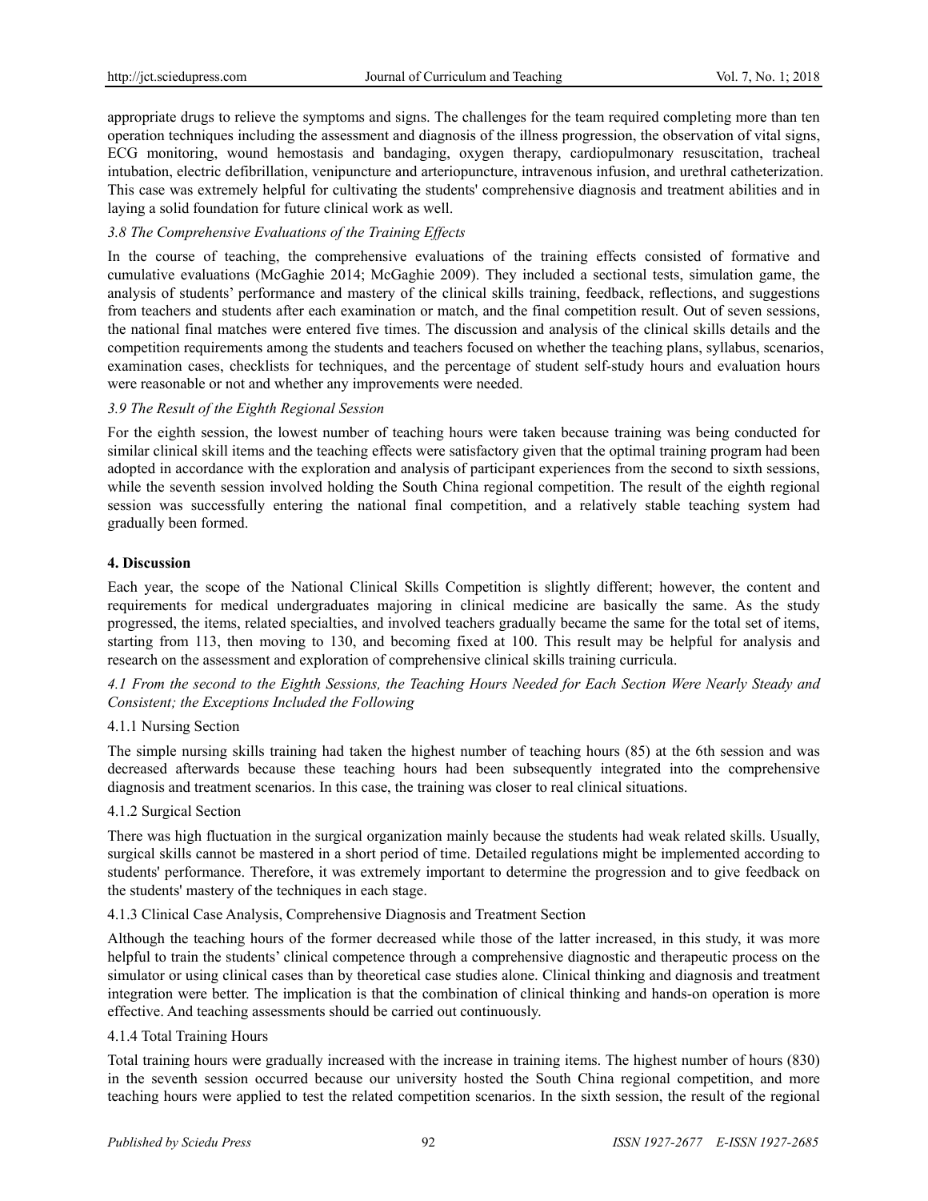appropriate drugs to relieve the symptoms and signs. The challenges for the team required completing more than ten operation techniques including the assessment and diagnosis of the illness progression, the observation of vital signs, ECG monitoring, wound hemostasis and bandaging, oxygen therapy, cardiopulmonary resuscitation, tracheal intubation, electric defibrillation, venipuncture and arteriopuncture, intravenous infusion, and urethral catheterization. This case was extremely helpful for cultivating the students' comprehensive diagnosis and treatment abilities and in laying a solid foundation for future clinical work as well.

### *3.8 The Comprehensive Evaluations of the Training Effects*

In the course of teaching, the comprehensive evaluations of the training effects consisted of formative and cumulative evaluations (McGaghie 2014; McGaghie 2009). They included a sectional tests, simulation game, the analysis of students' performance and mastery of the clinical skills training, feedback, reflections, and suggestions from teachers and students after each examination or match, and the final competition result. Out of seven sessions, the national final matches were entered five times. The discussion and analysis of the clinical skills details and the competition requirements among the students and teachers focused on whether the teaching plans, syllabus, scenarios, examination cases, checklists for techniques, and the percentage of student self-study hours and evaluation hours were reasonable or not and whether any improvements were needed.

### *3.9 The Result of the Eighth Regional Session*

For the eighth session, the lowest number of teaching hours were taken because training was being conducted for similar clinical skill items and the teaching effects were satisfactory given that the optimal training program had been adopted in accordance with the exploration and analysis of participant experiences from the second to sixth sessions, while the seventh session involved holding the South China regional competition. The result of the eighth regional session was successfully entering the national final competition, and a relatively stable teaching system had gradually been formed.

## **4. Discussion**

Each year, the scope of the National Clinical Skills Competition is slightly different; however, the content and requirements for medical undergraduates majoring in clinical medicine are basically the same. As the study progressed, the items, related specialties, and involved teachers gradually became the same for the total set of items, starting from 113, then moving to 130, and becoming fixed at 100. This result may be helpful for analysis and research on the assessment and exploration of comprehensive clinical skills training curricula.

### *4.1 From the second to the Eighth Sessions, the Teaching Hours Needed for Each Section Were Nearly Steady and Consistent; the Exceptions Included the Following*

#### 4.1.1 Nursing Section

The simple nursing skills training had taken the highest number of teaching hours (85) at the 6th session and was decreased afterwards because these teaching hours had been subsequently integrated into the comprehensive diagnosis and treatment scenarios. In this case, the training was closer to real clinical situations.

#### 4.1.2 Surgical Section

There was high fluctuation in the surgical organization mainly because the students had weak related skills. Usually, surgical skills cannot be mastered in a short period of time. Detailed regulations might be implemented according to students' performance. Therefore, it was extremely important to determine the progression and to give feedback on the students' mastery of the techniques in each stage.

#### 4.1.3 Clinical Case Analysis, Comprehensive Diagnosis and Treatment Section

Although the teaching hours of the former decreased while those of the latter increased, in this study, it was more helpful to train the students' clinical competence through a comprehensive diagnostic and therapeutic process on the simulator or using clinical cases than by theoretical case studies alone. Clinical thinking and diagnosis and treatment integration were better. The implication is that the combination of clinical thinking and hands-on operation is more effective. And teaching assessments should be carried out continuously.

#### 4.1.4 Total Training Hours

Total training hours were gradually increased with the increase in training items. The highest number of hours (830) in the seventh session occurred because our university hosted the South China regional competition, and more teaching hours were applied to test the related competition scenarios. In the sixth session, the result of the regional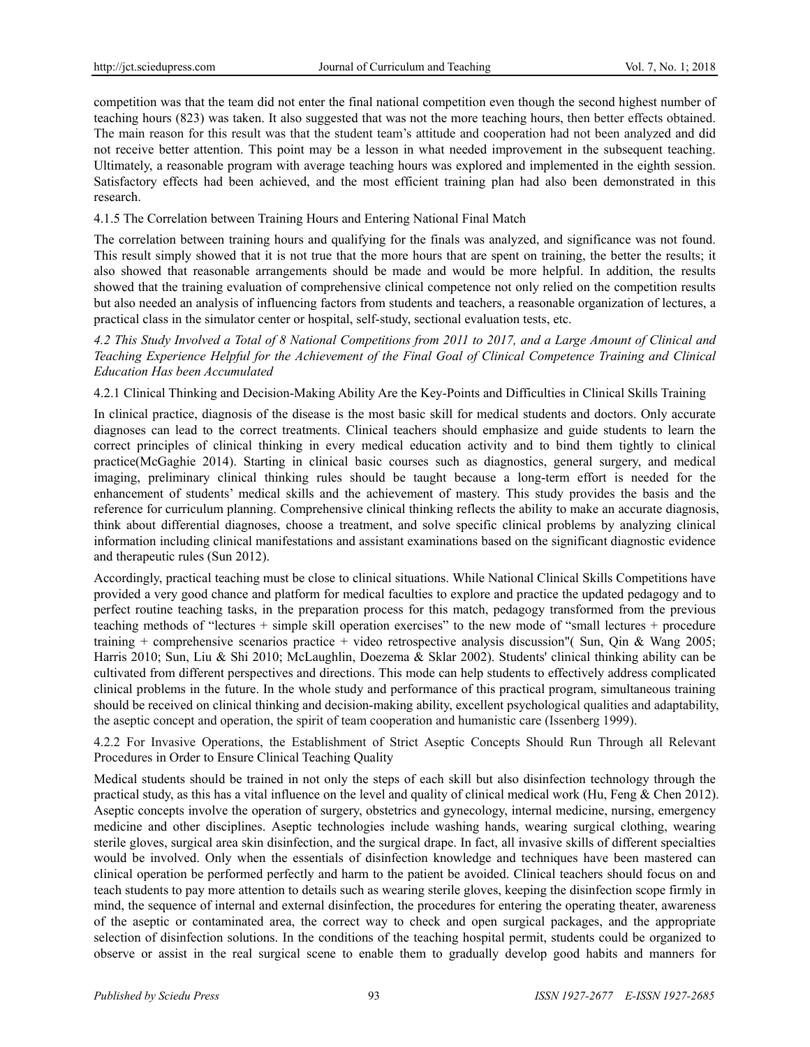competition was that the team did not enter the final national competition even though the second highest number of teaching hours (823) was taken. It also suggested that was not the more teaching hours, then better effects obtained. The main reason for this result was that the student team's attitude and cooperation had not been analyzed and did not receive better attention. This point may be a lesson in what needed improvement in the subsequent teaching. Ultimately, a reasonable program with average teaching hours was explored and implemented in the eighth session. Satisfactory effects had been achieved, and the most efficient training plan had also been demonstrated in this research.

#### 4.1.5 The Correlation between Training Hours and Entering National Final Match

The correlation between training hours and qualifying for the finals was analyzed, and significance was not found. This result simply showed that it is not true that the more hours that are spent on training, the better the results; it also showed that reasonable arrangements should be made and would be more helpful. In addition, the results showed that the training evaluation of comprehensive clinical competence not only relied on the competition results but also needed an analysis of influencing factors from students and teachers, a reasonable organization of lectures, a practical class in the simulator center or hospital, self-study, sectional evaluation tests, etc.

### *4.2 This Study Involved a Total of 8 National Competitions from 2011 to 2017, and a Large Amount of Clinical and Teaching Experience Helpful for the Achievement of the Final Goal of Clinical Competence Training and Clinical Education Has been Accumulated*

#### 4.2.1 Clinical Thinking and Decision-Making Ability Are the Key-Points and Difficulties in Clinical Skills Training

In clinical practice, diagnosis of the disease is the most basic skill for medical students and doctors. Only accurate diagnoses can lead to the correct treatments. Clinical teachers should emphasize and guide students to learn the correct principles of clinical thinking in every medical education activity and to bind them tightly to clinical practice(McGaghie 2014). Starting in clinical basic courses such as diagnostics, general surgery, and medical imaging, preliminary clinical thinking rules should be taught because a long-term effort is needed for the enhancement of students' medical skills and the achievement of mastery. This study provides the basis and the reference for curriculum planning. Comprehensive clinical thinking reflects the ability to make an accurate diagnosis, think about differential diagnoses, choose a treatment, and solve specific clinical problems by analyzing clinical information including clinical manifestations and assistant examinations based on the significant diagnostic evidence and therapeutic rules (Sun 2012).

Accordingly, practical teaching must be close to clinical situations. While National Clinical Skills Competitions have provided a very good chance and platform for medical faculties to explore and practice the updated pedagogy and to perfect routine teaching tasks, in the preparation process for this match, pedagogy transformed from the previous teaching methods of "lectures + simple skill operation exercises" to the new mode of "small lectures + procedure training + comprehensive scenarios practice + video retrospective analysis discussion"( Sun, Qin & Wang 2005; Harris 2010; Sun, Liu & Shi 2010; McLaughlin, Doezema & Sklar 2002). Students' clinical thinking ability can be cultivated from different perspectives and directions. This mode can help students to effectively address complicated clinical problems in the future. In the whole study and performance of this practical program, simultaneous training should be received on clinical thinking and decision-making ability, excellent psychological qualities and adaptability, the aseptic concept and operation, the spirit of team cooperation and humanistic care (Issenberg 1999).

#### 4.2.2 For Invasive Operations, the Establishment of Strict Aseptic Concepts Should Run Through all Relevant Procedures in Order to Ensure Clinical Teaching Quality

Medical students should be trained in not only the steps of each skill but also disinfection technology through the practical study, as this has a vital influence on the level and quality of clinical medical work (Hu, Feng & Chen 2012). Aseptic concepts involve the operation of surgery, obstetrics and gynecology, internal medicine, nursing, emergency medicine and other disciplines. Aseptic technologies include washing hands, wearing surgical clothing, wearing sterile gloves, surgical area skin disinfection, and the surgical drape. In fact, all invasive skills of different specialties would be involved. Only when the essentials of disinfection knowledge and techniques have been mastered can clinical operation be performed perfectly and harm to the patient be avoided. Clinical teachers should focus on and teach students to pay more attention to details such as wearing sterile gloves, keeping the disinfection scope firmly in mind, the sequence of internal and external disinfection, the procedures for entering the operating theater, awareness of the aseptic or contaminated area, the correct way to check and open surgical packages, and the appropriate selection of disinfection solutions. In the conditions of the teaching hospital permit, students could be organized to observe or assist in the real surgical scene to enable them to gradually develop good habits and manners for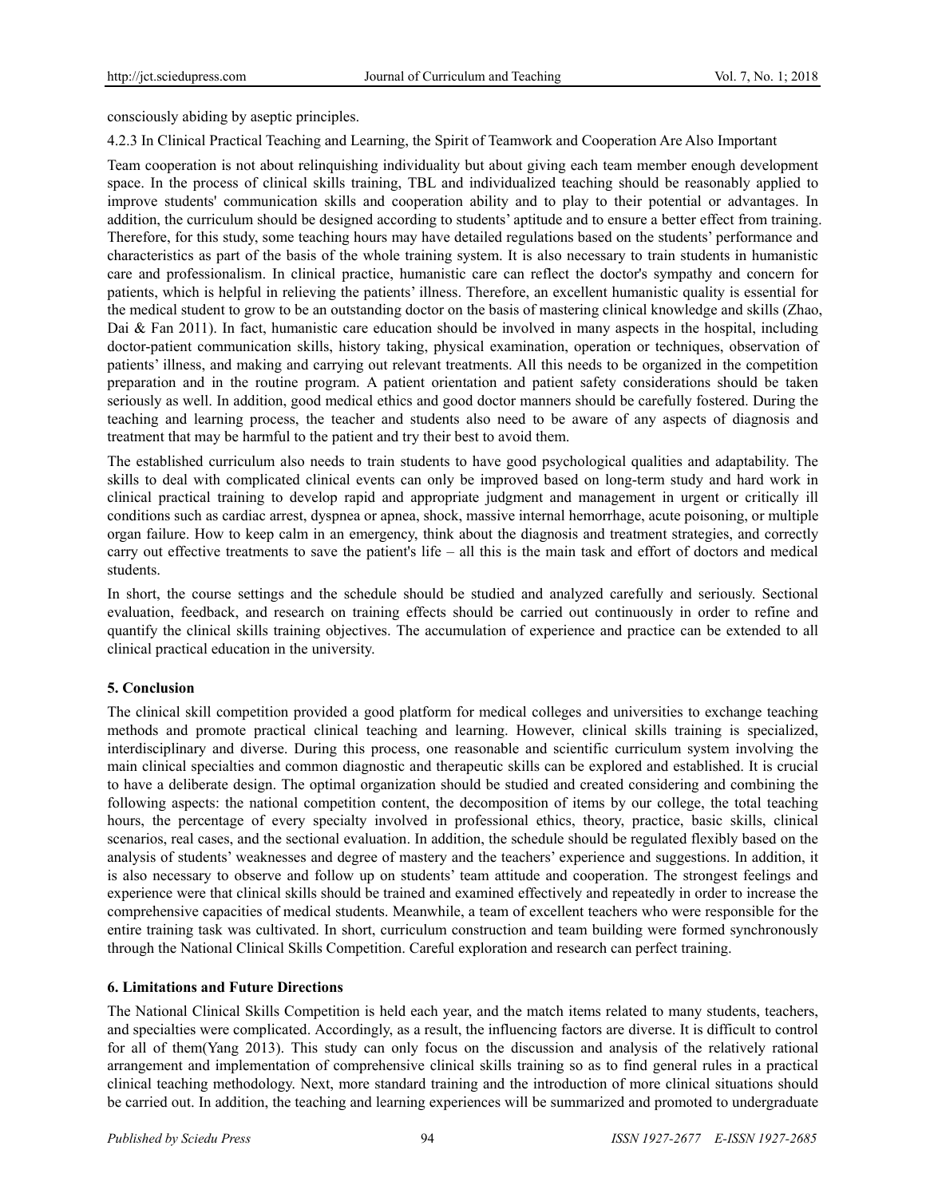consciously abiding by aseptic principles.

#### 4.2.3 In Clinical Practical Teaching and Learning, the Spirit of Teamwork and Cooperation Are Also Important

Team cooperation is not about relinquishing individuality but about giving each team member enough development space. In the process of clinical skills training, TBL and individualized teaching should be reasonably applied to improve students' communication skills and cooperation ability and to play to their potential or advantages. In addition, the curriculum should be designed according to students' aptitude and to ensure a better effect from training. Therefore, for this study, some teaching hours may have detailed regulations based on the students' performance and characteristics as part of the basis of the whole training system. It is also necessary to train students in humanistic care and professionalism. In clinical practice, humanistic care can reflect the doctor's sympathy and concern for patients, which is helpful in relieving the patients' illness. Therefore, an excellent humanistic quality is essential for the medical student to grow to be an outstanding doctor on the basis of mastering clinical knowledge and skills (Zhao, Dai & Fan 2011). In fact, humanistic care education should be involved in many aspects in the hospital, including doctor-patient communication skills, history taking, physical examination, operation or techniques, observation of patients' illness, and making and carrying out relevant treatments. All this needs to be organized in the competition preparation and in the routine program. A patient orientation and patient safety considerations should be taken seriously as well. In addition, good medical ethics and good doctor manners should be carefully fostered. During the teaching and learning process, the teacher and students also need to be aware of any aspects of diagnosis and treatment that may be harmful to the patient and try their best to avoid them.

The established curriculum also needs to train students to have good psychological qualities and adaptability. The skills to deal with complicated clinical events can only be improved based on long-term study and hard work in clinical practical training to develop rapid and appropriate judgment and management in urgent or critically ill conditions such as cardiac arrest, dyspnea or apnea, shock, massive internal hemorrhage, acute poisoning, or multiple organ failure. How to keep calm in an emergency, think about the diagnosis and treatment strategies, and correctly carry out effective treatments to save the patient's life – all this is the main task and effort of doctors and medical students.

In short, the course settings and the schedule should be studied and analyzed carefully and seriously. Sectional evaluation, feedback, and research on training effects should be carried out continuously in order to refine and quantify the clinical skills training objectives. The accumulation of experience and practice can be extended to all clinical practical education in the university.

## 5. Conclusion

The clinical skill competition provided a good platform for medical colleges and universities to exchange teaching methods and promote practical clinical teaching and learning. However, clinical skills training is specialized, interdisciplinary and diverse. During this process, one reasonable and scientific curriculum system involving the main clinical specialties and common diagnostic and therapeutic skills can be explored and established. It is crucial to have a deliberate design. The optimal organization should be studied and created considering and combining the following aspects: the national competition content, the decomposition of items by our college, the total teaching hours, the percentage of every specialty involved in professional ethics, theory, practice, basic skills, clinical scenarios, real cases, and the sectional evaluation. In addition, the schedule should be regulated flexibly based on the analysis of students' weaknesses and degree of mastery and the teachers' experience and suggestions. In addition, it is also necessary to observe and follow up on students' team attitude and cooperation. The strongest feelings and experience were that clinical skills should be trained and examined effectively and repeatedly in order to increase the comprehensive capacities of medical students. Meanwhile, a team of excellent teachers who were responsible for the entire training task was cultivated. In short, curriculum construction and team building were formed synchronously through the National Clinical Skills Competition. Careful exploration and research can perfect training.

## 6. Limitations and Future Directions

The National Clinical Skills Competition is held each year, and the match items related to many students, teachers, and specialties were complicated. Accordingly, as a result, the influencing factors are diverse. It is difficult to control for all of them(Yang 2013). This study can only focus on the discussion and analysis of the relatively rational arrangement and implementation of comprehensive clinical skills training so as to find general rules in a practical clinical teaching methodology. Next, more standard training and the introduction of more clinical situations should be carried out. In addition, the teaching and learning experiences will be summarized and promoted to undergraduate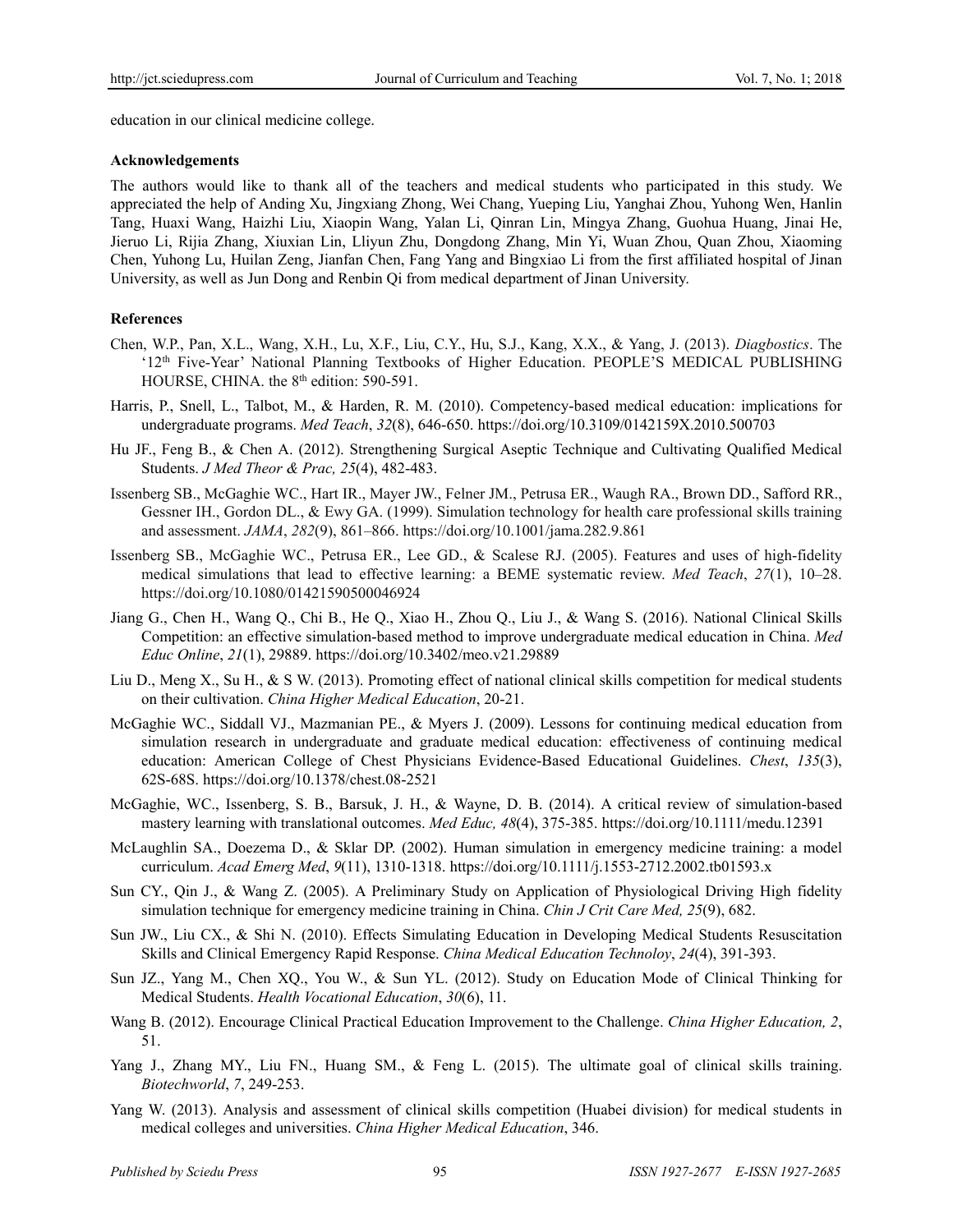education in our clinical medicine college.

**Acknowledgements**

The authors would like to thank all of the teachers and medical students who participated in this study. We appreciated the help of Anding Xu, Jingxiang Zhong, Wei Chang, Yueping Liu, Yanghai Zhou, Yuhong Wen, Hanlin Tang, Huaxi Wang, Haizhi Liu, Xiaopin Wang, Yalan Li, Qinran Lin, Mingya Zhang, Guohua Huang, Jinai He, Jieruo Li, Rijia Zhang, Xiuxian Lin, Lliyun Zhu, Dongdong Zhang, Min Yi, Wuan Zhou, Quan Zhou, Xiaoming Chen, Yuhong Lu, Huilan Zeng, Jianfan Chen, Fang Yang and Bingxiao Li from the first affiliated hospital of Jinan University, as well as Jun Dong and Renbin Qi from medical department of Jinan University.

**References**

Chen, W.P., Pan, X.L., Wang, X.H., Lu, X.F., Liu, C.Y., Hu, S.J., Kang, X.X., & Yang, J. (2013). *Diagbostics*. The '12th Five-Year' National Planning Textbooks of Higher Education. PEOPLE'S MEDICAL PUBLISHING HOURSE, CHINA. the 8th edition: 590-591.

Harris, P., Snell, L., Talbot, M., & Harden, R. M. (2010). Competency-based medical education: implications for undergraduate programs. *Med Teach*, *32*(8), 646-650. https://doi.org/10.3109/0142159X.2010.500703

Hu JF., Feng B., & Chen A. (2012). Strengthening Surgical Aseptic Technique and Cultivating Qualified Medical Students. *J Med Theor & Prac, 25*(4), 482-483.

Issenberg SB., McGaghie WC., Hart IR., Mayer JW., Felner JM., Petrusa ER., Waugh RA., Brown DD., Safford RR., Gessner IH., Gordon DL., & Ewy GA. (1999). Simulation technology for health care professional skills training and assessment. *JAMA*, *282*(9), 861–866. https://doi.org/10.1001/jama.282.9.861

Issenberg SB., McGaghie WC., Petrusa ER., Lee GD., & Scalese RJ. (2005). Features and uses of high-fidelity medical simulations that lead to effective learning: a BEME systematic review. *Med Teach*, *27*(1), 10–28. https://doi.org/10.1080/01421590500046924

Jiang G., Chen H., Wang Q., Chi B., He Q., Xiao H., Zhou Q., Liu J., & Wang S. (2016). National Clinical Skills Competition: an effective simulation-based method to improve undergraduate medical education in China. *Med Educ Online*, *21*(1), 29889. https://doi.org/10.3402/meo.v21.29889

Liu D., Meng X., Su H., & S W. (2013). Promoting effect of national clinical skills competition for medical students on their cultivation. *China Higher Medical Education*, 20-21.

McGaghie WC., Siddall VJ., Mazmanian PE., & Myers J. (2009). Lessons for continuing medical education from simulation research in undergraduate and graduate medical education: effectiveness of continuing medical education: American College of Chest Physicians Evidence-Based Educational Guidelines. *Chest*, *135*(3), 62S-68S. https://doi.org/10.1378/chest.08-2521

McGaghie, WC., Issenberg, S. B., Barsuk, J. H., & Wayne, D. B. (2014). A critical review of simulation-based mastery learning with translational outcomes. *Med Educ, 48*(4), 375-385. https://doi.org/10.1111/medu.12391

McLaughlin SA., Doezema D., & Sklar DP. (2002). Human simulation in emergency medicine training: a model curriculum. *Acad Emerg Med*, *9*(11), 1310-1318. https://doi.org/10.1111/j.1553-2712.2002.tb01593.x

Sun CY., Qin J., & Wang Z. (2005). A Preliminary Study on Application of Physiological Driving High fidelity simulation technique for emergency medicine training in China. *Chin J Crit Care Med, 25*(9), 682.

Sun JW., Liu CX., & Shi N. (2010). Effects Simulating Education in Developing Medical Students Resuscitation Skills and Clinical Emergency Rapid Response. *China Medical Education Technoloy*, *24*(4), 391-393.

Sun JZ., Yang M., Chen XQ., You W., & Sun YL. (2012). Study on Education Mode of Clinical Thinking for Medical Students. *Health Vocational Education*, *30*(6), 11.

Wang B. (2012). Encourage Clinical Practical Education Improvement to the Challenge. *China Higher Education, 2*, 51.

Yang J., Zhang MY., Liu FN., Huang SM., & Feng L. (2015). The ultimate goal of clinical skills training. *Biotechworld*, *7*, 249-253.

Yang W. (2013). Analysis and assessment of clinical skills competition (Huabei division) for medical students in medical colleges and universities. *China Higher Medical Education*, 346.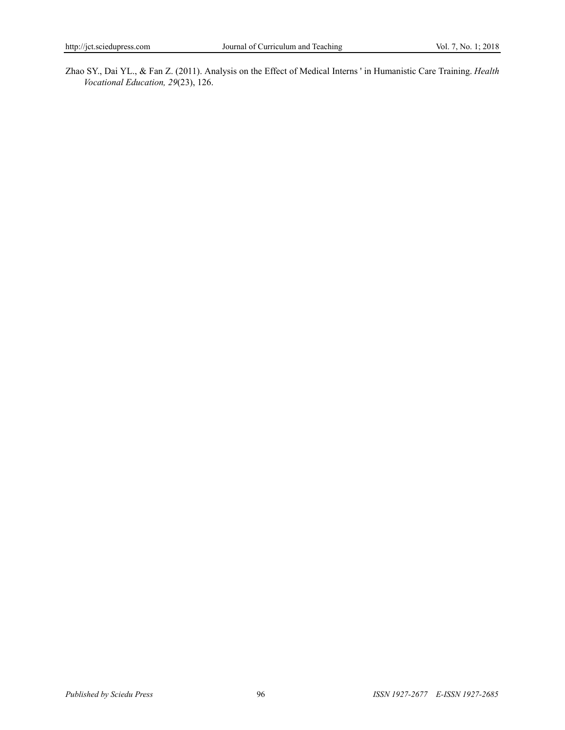Zhao SY., Dai YL., & Fan Z. (2011). Analysis on the Effect of Medical Interns ' in Humanistic Care Training. *Health Vocational Education, 29*(23), 126.